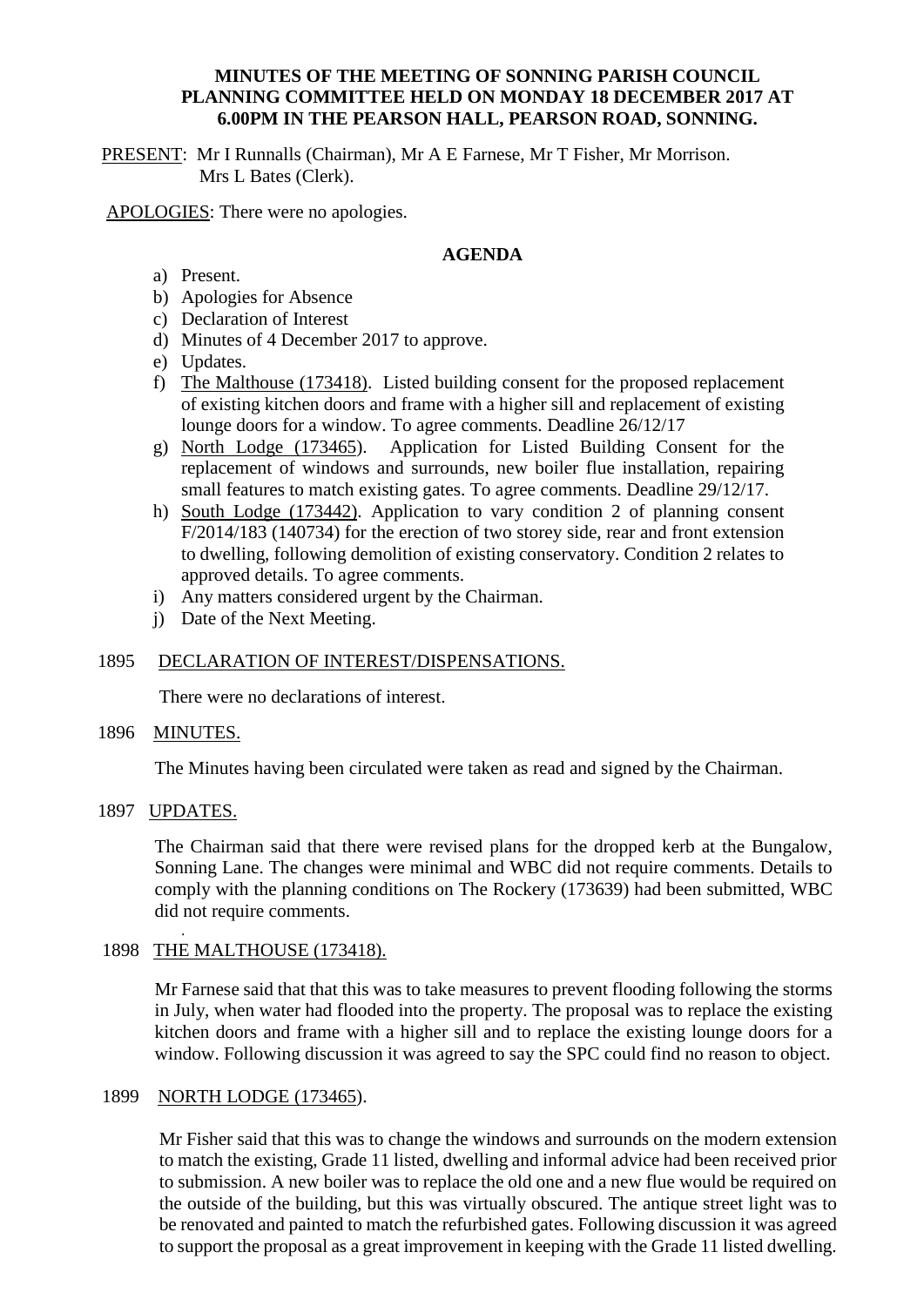**MINUTES OF THE MEETING OF SONNING PARISH COUNCIL PLANNING COMMITTEE HELD ON MONDAY 18 DECEMBER 2017 AT 6.00PM IN THE PEARSON HALL, PEARSON ROAD, SONNING.**

PRESENT: Mr I Runnalls (Chairman), Mr A E Farnese, Mr T Fisher, Mr Morrison. Mrs L Bates (Clerk).

APOLOGIES: There were no apologies.

**AGENDA**

a) Present.
b) Apologies for Absence
c) Declaration of Interest
d) Minutes of 4 December 2017 to approve.
e) Updates.
f) The Malthouse (173418). Listed building consent for the proposed replacement of existing kitchen doors and frame with a higher sill and replacement of existing lounge doors for a window. To agree comments. Deadline 26/12/17
g) North Lodge (173465). Application for Listed Building Consent for the replacement of windows and surrounds, new boiler flue installation, repairing small features to match existing gates. To agree comments. Deadline 29/12/17.
h) South Lodge (173442). Application to vary condition 2 of planning consent F/2014/183 (140734) for the erection of two storey side, rear and front extension to dwelling, following demolition of existing conservatory. Condition 2 relates to approved details. To agree comments.
i) Any matters considered urgent by the Chairman.
j) Date of the Next Meeting.

1895 DECLARATION OF INTEREST/DISPENSATIONS.

There were no declarations of interest.

1896 MINUTES.

The Minutes having been circulated were taken as read and signed by the Chairman.

1897 UPDATES.

The Chairman said that there were revised plans for the dropped kerb at the Bungalow, Sonning Lane. The changes were minimal and WBC did not require comments. Details to comply with the planning conditions on The Rockery (173639) had been submitted, WBC did not require comments.

1898 THE MALTHOUSE (173418).

Mr Farnese said that that this was to take measures to prevent flooding following the storms in July, when water had flooded into the property. The proposal was to replace the existing kitchen doors and frame with a higher sill and to replace the existing lounge doors for a window. Following discussion it was agreed to say the SPC could find no reason to object.

1899 NORTH LODGE (173465).

Mr Fisher said that this was to change the windows and surrounds on the modern extension to match the existing, Grade 11 listed, dwelling and informal advice had been received prior to submission. A new boiler was to replace the old one and a new flue would be required on the outside of the building, but this was virtually obscured. The antique street light was to be renovated and painted to match the refurbished gates. Following discussion it was agreed to support the proposal as a great improvement in keeping with the Grade 11 listed dwelling.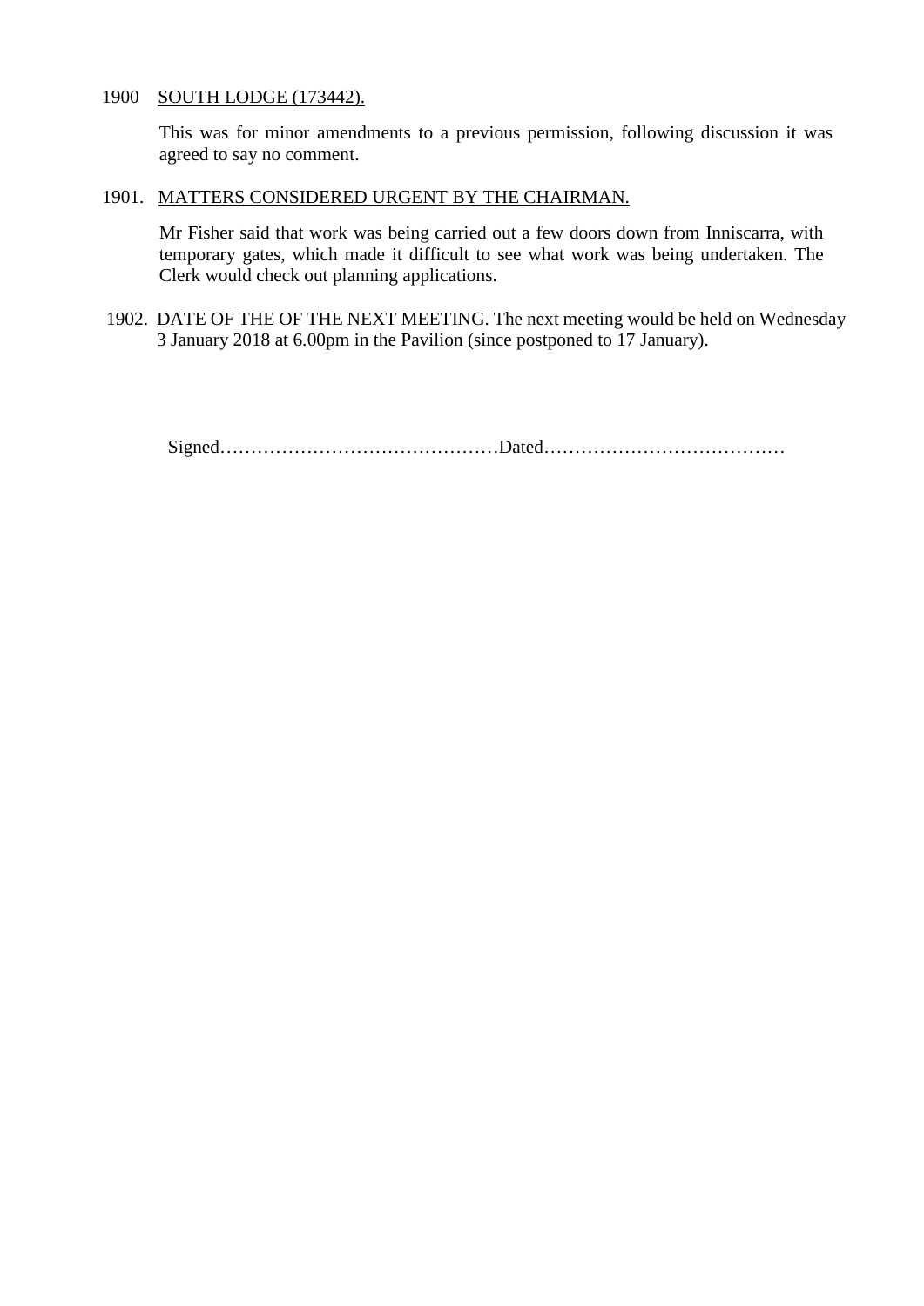1900 SOUTH LODGE (173442).

This was for minor amendments to a previous permission, following discussion it was agreed to say no comment.

1901. MATTERS CONSIDERED URGENT BY THE CHAIRMAN.

Mr Fisher said that work was being carried out a few doors down from Inniscarra, with temporary gates, which made it difficult to see what work was being undertaken. The Clerk would check out planning applications.

1902. DATE OF THE OF THE NEXT MEETING. The next meeting would be held on Wednesday 3 January 2018 at 6.00pm in the Pavilion (since postponed to 17 January).

Signed………………………………………Dated…………………………………